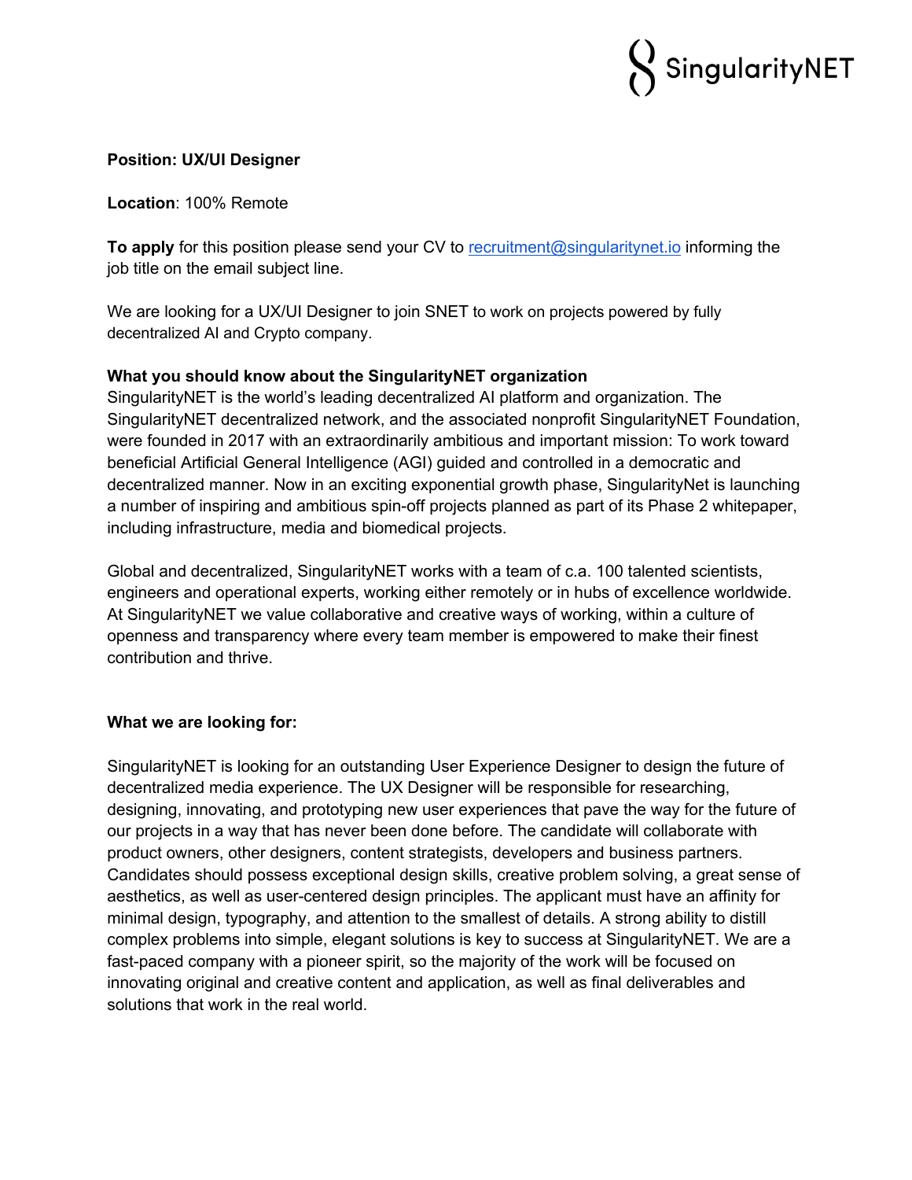SingularityNET

**Position: UX/UI Designer**

**Location**: 100% Remote

**To apply** for this position please send your CV to recruitment@singularitynet.io informing the job title on the email subject line.

We are looking for a UX/UI Designer to join SNET to work on projects powered by fully decentralized AI and Crypto company.

**What you should know about the SingularityNET organization**

SingularityNET is the world's leading decentralized AI platform and organization. The SingularityNET decentralized network, and the associated nonprofit SingularityNET Foundation, were founded in 2017 with an extraordinarily ambitious and important mission: To work toward beneficial Artificial General Intelligence (AGI) guided and controlled in a democratic and decentralized manner. Now in an exciting exponential growth phase, SingularityNet is launching a number of inspiring and ambitious spin-off projects planned as part of its Phase 2 whitepaper, including infrastructure, media and biomedical projects.

Global and decentralized, SingularityNET works with a team of c.a. 100 talented scientists, engineers and operational experts, working either remotely or in hubs of excellence worldwide. At SingularityNET we value collaborative and creative ways of working, within a culture of openness and transparency where every team member is empowered to make their finest contribution and thrive.

**What we are looking for:**

SingularityNET is looking for an outstanding User Experience Designer to design the future of decentralized media experience. The UX Designer will be responsible for researching, designing, innovating, and prototyping new user experiences that pave the way for the future of our projects in a way that has never been done before. The candidate will collaborate with product owners, other designers, content strategists, developers and business partners. Candidates should possess exceptional design skills, creative problem solving, a great sense of aesthetics, as well as user-centered design principles. The applicant must have an affinity for minimal design, typography, and attention to the smallest of details. A strong ability to distill complex problems into simple, elegant solutions is key to success at SingularityNET. We are a fast-paced company with a pioneer spirit, so the majority of the work will be focused on innovating original and creative content and application, as well as final deliverables and solutions that work in the real world.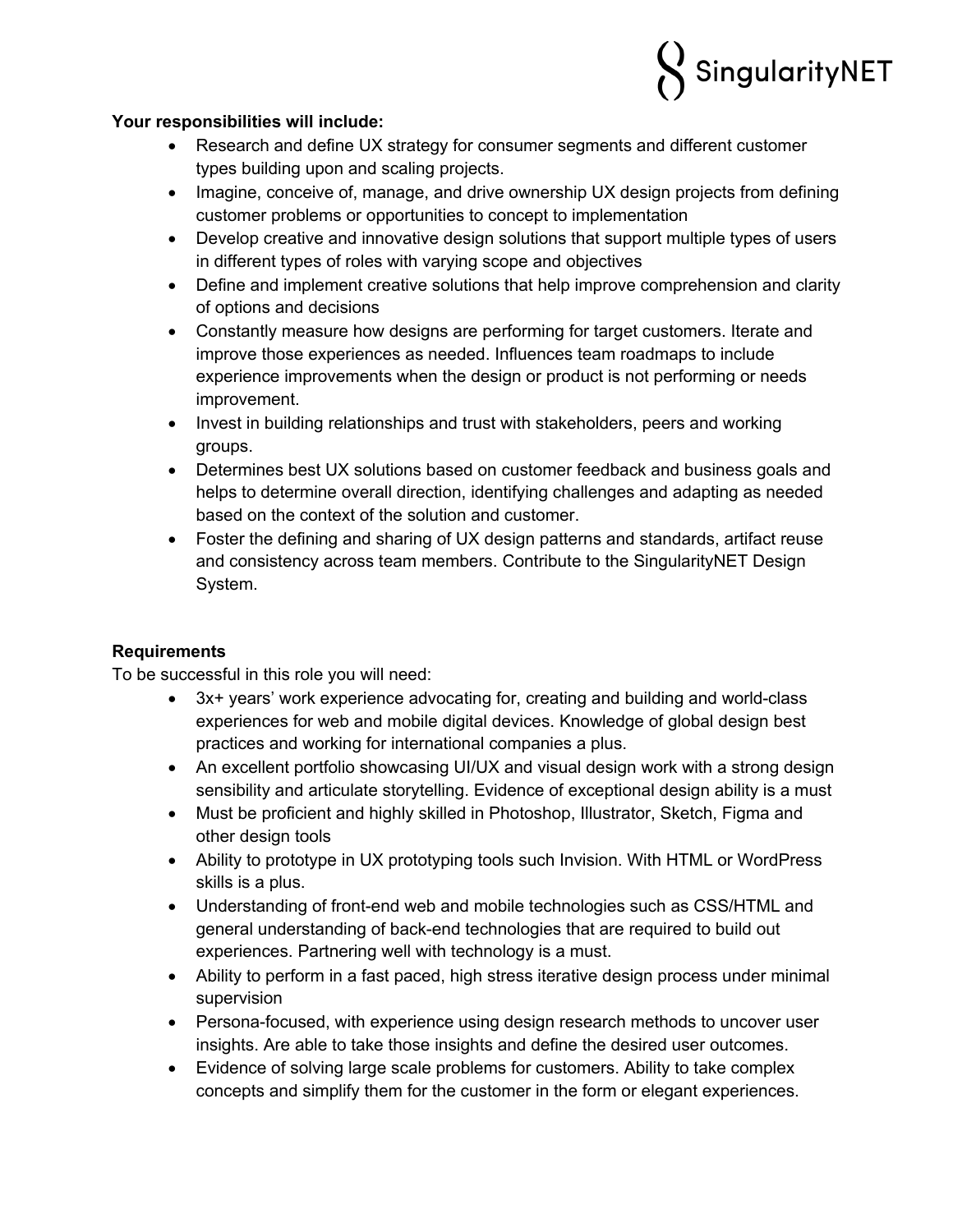**Your responsibilities will include:**

- Research and define UX strategy for consumer segments and different customer types building upon and scaling projects.
- Imagine, conceive of, manage, and drive ownership UX design projects from defining customer problems or opportunities to concept to implementation
- Develop creative and innovative design solutions that support multiple types of users in different types of roles with varying scope and objectives
- Define and implement creative solutions that help improve comprehension and clarity of options and decisions
- Constantly measure how designs are performing for target customers. Iterate and improve those experiences as needed. Influences team roadmaps to include experience improvements when the design or product is not performing or needs improvement.
- Invest in building relationships and trust with stakeholders, peers and working groups.
- Determines best UX solutions based on customer feedback and business goals and helps to determine overall direction, identifying challenges and adapting as needed based on the context of the solution and customer.
- Foster the defining and sharing of UX design patterns and standards, artifact reuse and consistency across team members. Contribute to the SingularityNET Design System.

**Requirements**

To be successful in this role you will need:

- 3x+ years' work experience advocating for, creating and building and world-class experiences for web and mobile digital devices. Knowledge of global design best practices and working for international companies a plus.
- An excellent portfolio showcasing UI/UX and visual design work with a strong design sensibility and articulate storytelling. Evidence of exceptional design ability is a must
- Must be proficient and highly skilled in Photoshop, Illustrator, Sketch, Figma and other design tools
- Ability to prototype in UX prototyping tools such Invision. With HTML or WordPress skills is a plus.
- Understanding of front-end web and mobile technologies such as CSS/HTML and general understanding of back-end technologies that are required to build out experiences. Partnering well with technology is a must.
- Ability to perform in a fast paced, high stress iterative design process under minimal supervision
- Persona-focused, with experience using design research methods to uncover user insights. Are able to take those insights and define the desired user outcomes.
- Evidence of solving large scale problems for customers. Ability to take complex concepts and simplify them for the customer in the form or elegant experiences.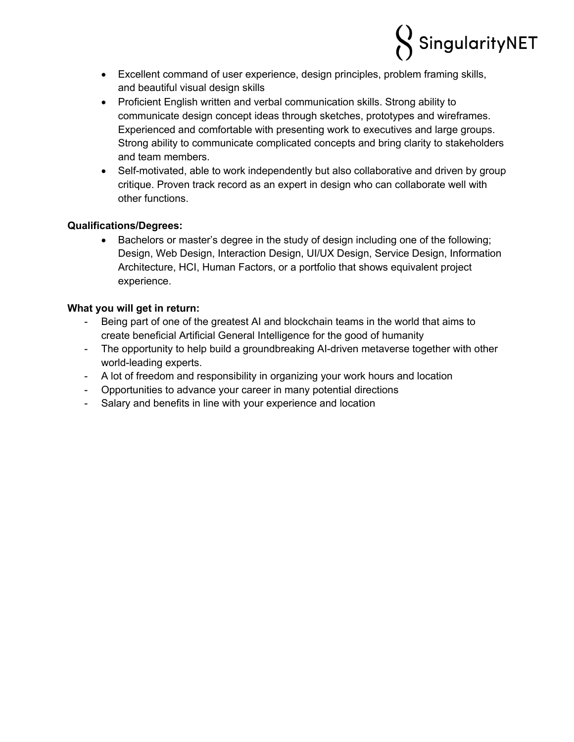- Excellent command of user experience, design principles, problem framing skills, and beautiful visual design skills
- Proficient English written and verbal communication skills. Strong ability to communicate design concept ideas through sketches, prototypes and wireframes. Experienced and comfortable with presenting work to executives and large groups. Strong ability to communicate complicated concepts and bring clarity to stakeholders and team members.
- Self-motivated, able to work independently but also collaborative and driven by group critique. Proven track record as an expert in design who can collaborate well with other functions.

**Qualifications/Degrees:**

- Bachelors or master's degree in the study of design including one of the following; Design, Web Design, Interaction Design, UI/UX Design, Service Design, Information Architecture, HCI, Human Factors, or a portfolio that shows equivalent project experience.

**What you will get in return:**

- Being part of one of the greatest AI and blockchain teams in the world that aims to create beneficial Artificial General Intelligence for the good of humanity
- The opportunity to help build a groundbreaking AI-driven metaverse together with other world-leading experts.
- A lot of freedom and responsibility in organizing your work hours and location
- Opportunities to advance your career in many potential directions
- Salary and benefits in line with your experience and location